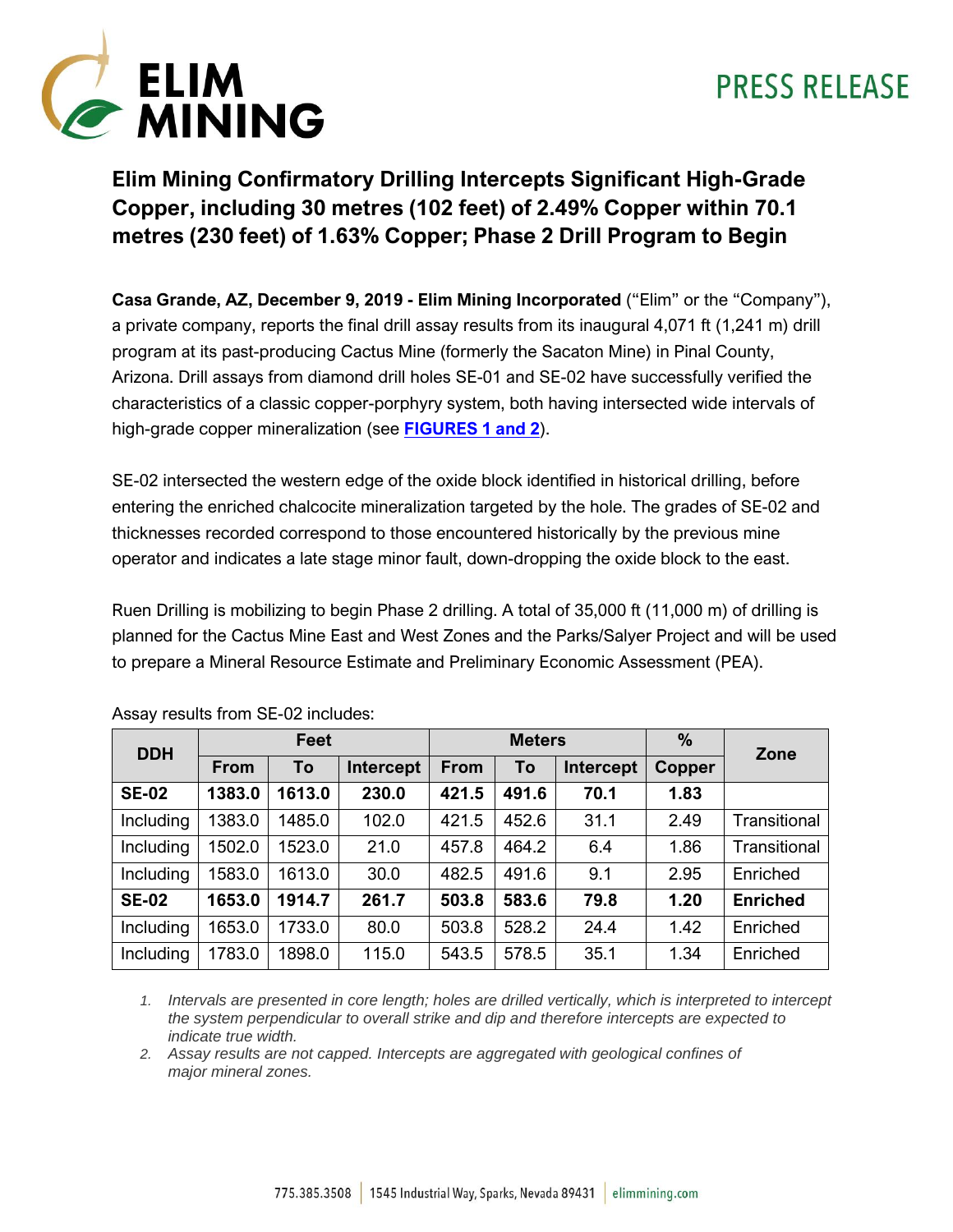ELIM MINING

PRESS RELEASE

# Elim Mining Confirmatory Drilling Intercepts Significant High-Grade Copper, including 30 metres (102 feet) of 2.49% Copper within 70.1 metres (230 feet) of 1.63% Copper; Phase 2 Drill Program to Begin

**Casa Grande, AZ, December 9, 2019 - Elim Mining Incorporated** ("Elim" or the "Company"), a private company, reports the final drill assay results from its inaugural 4,071 ft (1,241 m) drill program at its past-producing Cactus Mine (formerly the Sacaton Mine) in Pinal County, Arizona. Drill assays from diamond drill holes SE-01 and SE-02 have successfully verified the characteristics of a classic copper-porphyry system, both having intersected wide intervals of high-grade copper mineralization (see **FIGURES 1 and 2**).

SE-02 intersected the western edge of the oxide block identified in historical drilling, before entering the enriched chalcocite mineralization targeted by the hole. The grades of SE-02 and thicknesses recorded correspond to those encountered historically by the previous mine operator and indicates a late stage minor fault, down-dropping the oxide block to the east.

Ruen Drilling is mobilizing to begin Phase 2 drilling. A total of 35,000 ft (11,000 m) of drilling is planned for the Cactus Mine East and West Zones and the Parks/Salyer Project and will be used to prepare a Mineral Resource Estimate and Preliminary Economic Assessment (PEA).

Assay results from SE-02 includes:

| DDH | Feet | | | Meters | | | % | Zone |
|---|---|---|---|---|---|---|---|---|
| | From | To | Intercept | From | To | Intercept | Copper | |
| **SE-02** | **1383.0** | **1613.0** | **230.0** | **421.5** | **491.6** | **70.1** | **1.83** | |
| Including | 1383.0 | 1485.0 | 102.0 | 421.5 | 452.6 | 31.1 | 2.49 | Transitional |
| Including | 1502.0 | 1523.0 | 21.0 | 457.8 | 464.2 | 6.4 | 1.86 | Transitional |
| Including | 1583.0 | 1613.0 | 30.0 | 482.5 | 491.6 | 9.1 | 2.95 | Enriched |
| **SE-02** | **1653.0** | **1914.7** | **261.7** | **503.8** | **583.6** | **79.8** | **1.20** | **Enriched** |
| Including | 1653.0 | 1733.0 | 80.0 | 503.8 | 528.2 | 24.4 | 1.42 | Enriched |
| Including | 1783.0 | 1898.0 | 115.0 | 543.5 | 578.5 | 35.1 | 1.34 | Enriched |

1. *Intervals are presented in core length; holes are drilled vertically, which is interpreted to intercept the system perpendicular to overall strike and dip and therefore intercepts are expected to indicate true width.*
2. *Assay results are not capped. Intercepts are aggregated with geological confines of major mineral zones.*

775.385.3508 | 1545 Industrial Way, Sparks, Nevada 89431 | elimmining.com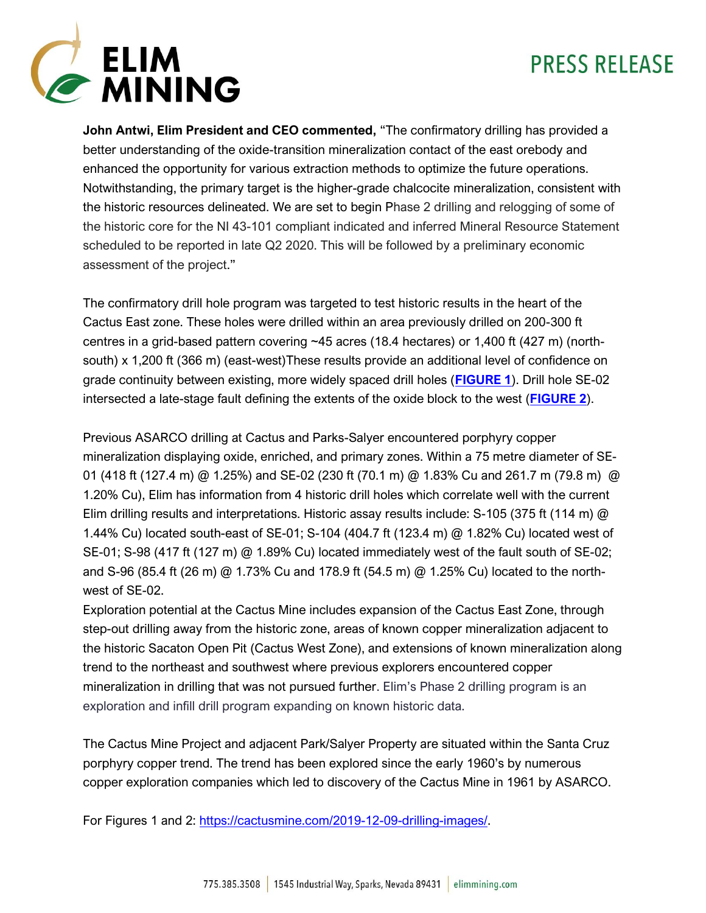**John Antwi, Elim President and CEO commented,** "The confirmatory drilling has provided a better understanding of the oxide-transition mineralization contact of the east orebody and enhanced the opportunity for various extraction methods to optimize the future operations. Notwithstanding, the primary target is the higher-grade chalcocite mineralization, consistent with the historic resources delineated. We are set to begin Phase 2 drilling and relogging of some of the historic core for the NI 43-101 compliant indicated and inferred Mineral Resource Statement scheduled to be reported in late Q2 2020. This will be followed by a preliminary economic assessment of the project."

The confirmatory drill hole program was targeted to test historic results in the heart of the Cactus East zone. These holes were drilled within an area previously drilled on 200-300 ft centres in a grid-based pattern covering ~45 acres (18.4 hectares) or 1,400 ft (427 m) (north-south) x 1,200 ft (366 m) (east-west)These results provide an additional level of confidence on grade continuity between existing, more widely spaced drill holes (**FIGURE 1**). Drill hole SE-02 intersected a late-stage fault defining the extents of the oxide block to the west (**FIGURE 2**).

Previous ASARCO drilling at Cactus and Parks-Salyer encountered porphyry copper mineralization displaying oxide, enriched, and primary zones. Within a 75 metre diameter of SE-01 (418 ft (127.4 m) @ 1.25%) and SE-02 (230 ft (70.1 m) @ 1.83% Cu and 261.7 m (79.8 m) @ 1.20% Cu), Elim has information from 4 historic drill holes which correlate well with the current Elim drilling results and interpretations. Historic assay results include: S-105 (375 ft (114 m) @ 1.44% Cu) located south-east of SE-01; S-104 (404.7 ft (123.4 m) @ 1.82% Cu) located west of SE-01; S-98 (417 ft (127 m) @ 1.89% Cu) located immediately west of the fault south of SE-02; and S-96 (85.4 ft (26 m) @ 1.73% Cu and 178.9 ft (54.5 m) @ 1.25% Cu) located to the north-west of SE-02.

Exploration potential at the Cactus Mine includes expansion of the Cactus East Zone, through step-out drilling away from the historic zone, areas of known copper mineralization adjacent to the historic Sacaton Open Pit (Cactus West Zone), and extensions of known mineralization along trend to the northeast and southwest where previous explorers encountered copper mineralization in drilling that was not pursued further. Elim's Phase 2 drilling program is an exploration and infill drill program expanding on known historic data.

The Cactus Mine Project and adjacent Park/Salyer Property are situated within the Santa Cruz porphyry copper trend. The trend has been explored since the early 1960's by numerous copper exploration companies which led to discovery of the Cactus Mine in 1961 by ASARCO.

For Figures 1 and 2: https://cactusmine.com/2019-12-09-drilling-images/.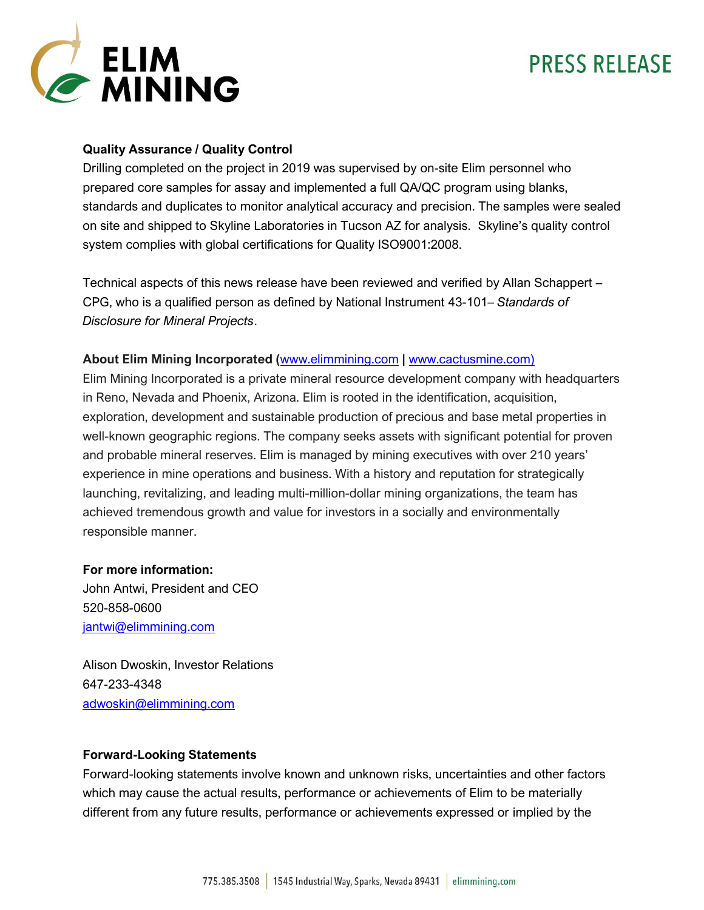**Quality Assurance / Quality Control**

Drilling completed on the project in 2019 was supervised by on-site Elim personnel who prepared core samples for assay and implemented a full QA/QC program using blanks, standards and duplicates to monitor analytical accuracy and precision. The samples were sealed on site and shipped to Skyline Laboratories in Tucson AZ for analysis. Skyline's quality control system complies with global certifications for Quality ISO9001:2008.

Technical aspects of this news release have been reviewed and verified by Allan Schappert – CPG, who is a qualified person as defined by National Instrument 43-101– *Standards of Disclosure for Mineral Projects*.

**About Elim Mining Incorporated (**[www.elimmining.com](http://www.elimmining.com) **|** [www.cactusmine.com)](http://www.cactusmine.com)

Elim Mining Incorporated is a private mineral resource development company with headquarters in Reno, Nevada and Phoenix, Arizona. Elim is rooted in the identification, acquisition, exploration, development and sustainable production of precious and base metal properties in well-known geographic regions. The company seeks assets with significant potential for proven and probable mineral reserves. Elim is managed by mining executives with over 210 years' experience in mine operations and business. With a history and reputation for strategically launching, revitalizing, and leading multi-million-dollar mining organizations, the team has achieved tremendous growth and value for investors in a socially and environmentally responsible manner.

**For more information:**

John Antwi, President and CEO
520-858-0600
[jantwi@elimmining.com](mailto:jantwi@elimmining.com)

Alison Dwoskin, Investor Relations
647-233-4348
[adwoskin@elimmining.com](mailto:adwoskin@elimmining.com)

**Forward-Looking Statements**

Forward-looking statements involve known and unknown risks, uncertainties and other factors which may cause the actual results, performance or achievements of Elim to be materially different from any future results, performance or achievements expressed or implied by the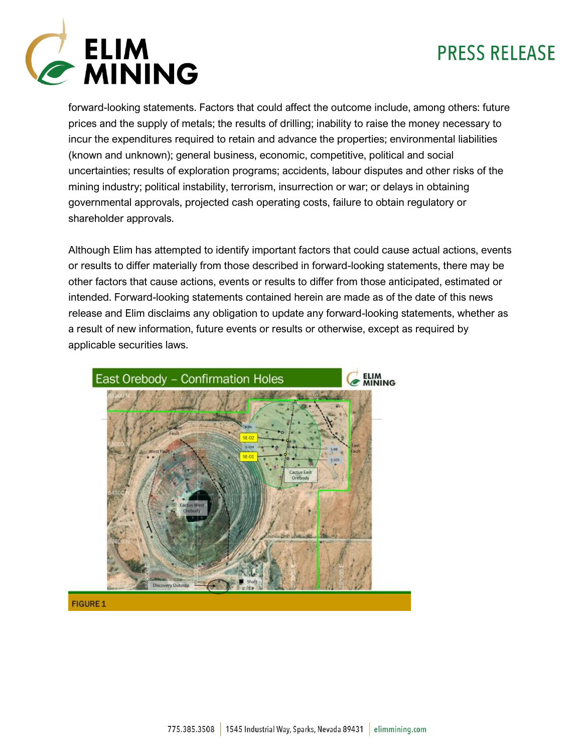forward-looking statements. Factors that could affect the outcome include, among others: future prices and the supply of metals; the results of drilling; inability to raise the money necessary to incur the expenditures required to retain and advance the properties; environmental liabilities (known and unknown); general business, economic, competitive, political and social uncertainties; results of exploration programs; accidents, labour disputes and other risks of the mining industry; political instability, terrorism, insurrection or war; or delays in obtaining governmental approvals, projected cash operating costs, failure to obtain regulatory or shareholder approvals.

Although Elim has attempted to identify important factors that could cause actual actions, events or results to differ materially from those described in forward-looking statements, there may be other factors that cause actions, events or results to differ from those anticipated, estimated or intended. Forward-looking statements contained herein are made as of the date of this news release and Elim disclaims any obligation to update any forward-looking statements, whether as a result of new information, future events or results or otherwise, except as required by applicable securities laws.

East Orebody – Confirmation Holes

FIGURE 1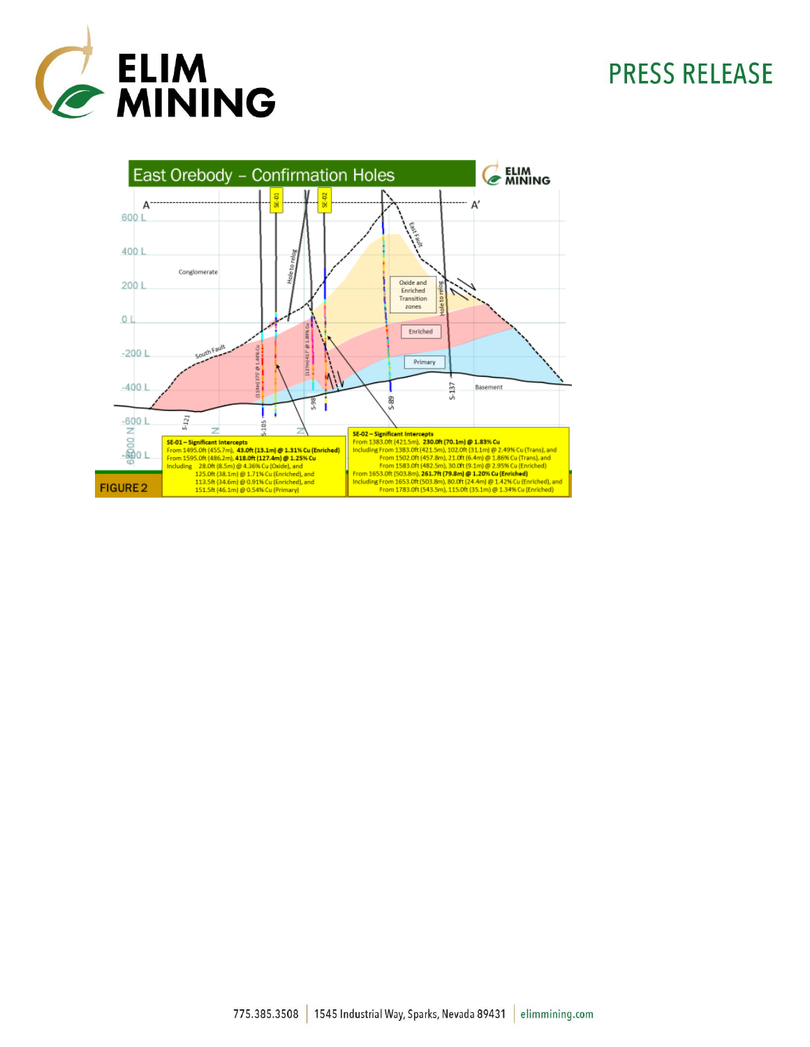East Orebody – Confirmation Holes

A A'

600 L
400 L
200 L
0 L
-200 L
-400 L
-600 L
-800 L

6000 N

SE-01
SE-02

Conglomerate
Hole to relog
South Fault
East Fault
Oxide and Enriched Transition zones
Enriched
Primary
Basement
Hole to relog

(115m) 375' @ 1.44% Cu
(127m) 417' @ 1.89% Cu

S-121
S-105
S-98
S-89
S-137

SE-01 – Significant Intercepts
From 1495.0ft (455.7m), **43.0ft (13.1m) @ 1.31% Cu (Enriched)**
From 1595.0ft (486.2m), **418.0ft (127.4m) @ 1.25% Cu**
Including 28.0ft (8.5m) @ 4.36% Cu (Oxide), and
125.0ft (38.1m) @ 1.71% Cu (Enriched), and
113.5ft (34.6m) @ 0.91% Cu (Enriched), and
151.5ft (46.1m) @ 0.54% Cu (Primary)

SE-02 – Significant Intercepts
From 1383.0ft (421.5m), **230.0ft (70.1m) @ 1.83% Cu**
Including From 1383.0ft (421.5m), 102.0ft (31.1m) @ 2.49% Cu (Trans), and
From 1502.0ft (457.8m), 21.0ft (6.4m) @ 1.86% Cu (Trans), and
From 1583.0ft (482.5m), 30.0ft (9.1m) @ 2.95% Cu (Enriched)
From 1653.0ft (503.8m), **261.7ft (79.8m) @ 1.20% Cu (Enriched)**
Including From 1653.0ft (503.8m), 80.0ft (24.4m) @ 1.42% Cu (Enriched), and
From 1783.0ft (543.5m), 115.0ft (35.1m) @ 1.34% Cu (Enriched)

FIGURE 2